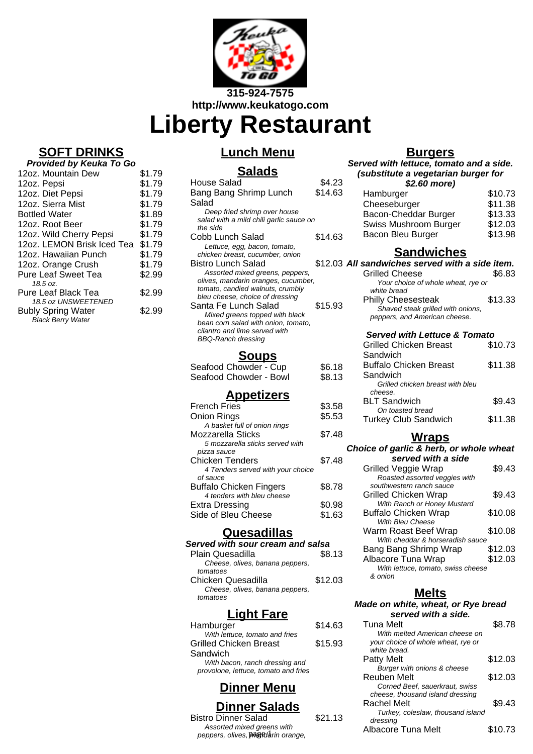315-924-7575
http://www.keukatogo.com

# Liberty Restaurant

## SOFT DRINKS

***Provided by Keuka To Go***

| Item | Price |
|---|---|
| 12oz. Mountain Dew | $1.79 |
| 12oz. Pepsi | $1.79 |
| 12oz. Diet Pepsi | $1.79 |
| 12oz. Sierra Mist | $1.79 |
| Bottled Water | $1.89 |
| 12oz. Root Beer | $1.79 |
| 12oz. Wild Cherry Pepsi | $1.79 |
| 12oz. LEMON Brisk Iced Tea | $1.79 |
| 12oz. Hawaiian Punch | $1.79 |
| 12oz. Orange Crush | $1.79 |
| Pure Leaf Sweet Tea *18.5 oz.* | $2.99 |
| Pure Leaf Black Tea *18.5 oz UNSWEETENED* | $2.99 |
| Bubly Spring Water *Black Berry Water* | $2.99 |

## Lunch Menu

### Salads

House Salad — $4.23

Bang Bang Shrimp Lunch Salad — $14.63
*Deep fried shrimp over house salad with a mild chili garlic sauce on the side*

Cobb Lunch Salad — $14.63
*Lettuce, egg, bacon, tomato, chicken breast, cucumber, onion*

Bistro Lunch Salad — $12.03
*Assorted mixed greens, peppers, olives, mandarin oranges, cucumber, tomato, candied walnuts, crumbly bleu cheese, choice of dressing*

Santa Fe Lunch Salad — $15.93
*Mixed greens topped with black bean corn salad with onion, tomato, cilantro and lime served with BBQ-Ranch dressing*

### Soups

Seafood Chowder - Cup — $6.18

Seafood Chowder - Bowl — $8.13

### Appetizers

French Fries — $3.58

Onion Rings — $5.53
*A basket full of onion rings*

Mozzarella Sticks — $7.48
*5 mozzarella sticks served with pizza sauce*

Chicken Tenders — $7.48
*4 Tenders served with your choice of sauce*

Buffalo Chicken Fingers — $8.78
*4 tenders with bleu cheese*

Extra Dressing — $0.98

Side of Bleu Cheese — $1.63

### Quesadillas

***Served with sour cream and salsa***

Plain Quesadilla — $8.13
*Cheese, olives, banana peppers, tomatoes*

Chicken Quesadilla — $12.03
*Cheese, olives, banana peppers, tomatoes*

### Light Fare

Hamburger — $14.63
*With lettuce, tomato and fries*

Grilled Chicken Breast Sandwich — $15.93
*With bacon, ranch dressing and provolone, lettuce, tomato and fries*

## Dinner Menu

### Dinner Salads

Bistro Dinner Salad — $21.13
*Assorted mixed greens with peppers, olives, mandarin orange,*

### Burgers

***Served with lettuce, tomato and a side. (substitute a vegetarian burger for $2.60 more)***

| Item | Price |
|---|---|
| Hamburger | $10.73 |
| Cheeseburger | $11.38 |
| Bacon-Cheddar Burger | $13.33 |
| Swiss Mushroom Burger | $12.03 |
| Bacon Bleu Burger | $13.98 |

### Sandwiches

***All sandwiches served with a side item.***

Grilled Cheese — $6.83
*Your choice of whole wheat, rye or white bread*

Philly Cheesesteak — $13.33
*Shaved steak grilled with onions, peppers, and American cheese.*

***Served with Lettuce & Tomato***

Grilled Chicken Breast Sandwich — $10.73

Buffalo Chicken Breast Sandwich — $11.38
*Grilled chicken breast with bleu cheese.*

BLT Sandwich — $9.43
*On toasted bread*

Turkey Club Sandwich — $11.38

### Wraps

***Choice of garlic & herb, or whole wheat served with a side***

Grilled Veggie Wrap — $9.43
*Roasted assorted veggies with southwestern ranch sauce*

Grilled Chicken Wrap — $9.43
*With Ranch or Honey Mustard*

Buffalo Chicken Wrap — $10.08
*With Bleu Cheese*

Warm Roast Beef Wrap — $10.08
*With cheddar & horseradish sauce*

Bang Bang Shrimp Wrap — $12.03

Albacore Tuna Wrap — $12.03
*With lettuce, tomato, swiss cheese & onion*

### Melts

***Made on white, wheat, or Rye bread served with a side.***

Tuna Melt — $8.78
*With melted American cheese on your choice of whole wheat, rye or white bread.*

Patty Melt — $12.03
*Burger with onions & cheese*

Reuben Melt — $12.03
*Corned Beef, sauerkraut, swiss cheese, thousand island dressing*

Rachel Melt — $9.43
*Turkey, coleslaw, thousand island dressing*

Albacore Tuna Melt — $10.73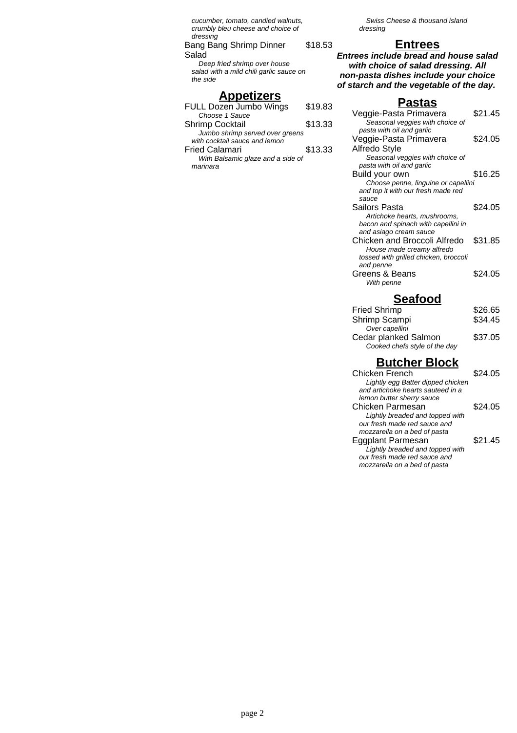*cucumber, tomato, candied walnuts, crumbly bleu cheese and choice of dressing*

Bang Bang Shrimp Dinner Salad — $18.53
*Deep fried shrimp over house salad with a mild chili garlic sauce on the side*

## Appetizers

FULL Dozen Jumbo Wings — $19.83
*Choose 1 Sauce*

Shrimp Cocktail — $13.33
*Jumbo shrimp served over greens with cocktail sauce and lemon*

Fried Calamari — $13.33
*With Balsamic glaze and a side of marinara*

*Swiss Cheese & thousand island dressing*

## Entrees

***Entrees include bread and house salad with choice of salad dressing. All non-pasta dishes include your choice of starch and the vegetable of the day.***

### Pastas

Veggie-Pasta Primavera — $21.45
*Seasonal veggies with choice of pasta with oil and garlic*

Veggie-Pasta Primavera Alfredo Style — $24.05
*Seasonal veggies with choice of pasta with oil and garlic*

Build your own — $16.25
*Choose penne, linguine or capellini and top it with our fresh made red sauce*

Sailors Pasta — $24.05
*Artichoke hearts, mushrooms, bacon and spinach with capellini in and asiago cream sauce*

Chicken and Broccoli Alfredo — $31.85
*House made creamy alfredo tossed with grilled chicken, broccoli and penne*

Greens & Beans — $24.05
*With penne*

### Seafood

Fried Shrimp — $26.65

Shrimp Scampi — $34.45
*Over capellini*

Cedar planked Salmon — $37.05
*Cooked chefs style of the day*

### Butcher Block

Chicken French — $24.05
*Lightly egg Batter dipped chicken and artichoke hearts sauteed in a lemon butter sherry sauce*

Chicken Parmesan — $24.05
*Lightly breaded and topped with our fresh made red sauce and mozzarella on a bed of pasta*

Eggplant Parmesan — $21.45
*Lightly breaded and topped with our fresh made red sauce and mozzarella on a bed of pasta*